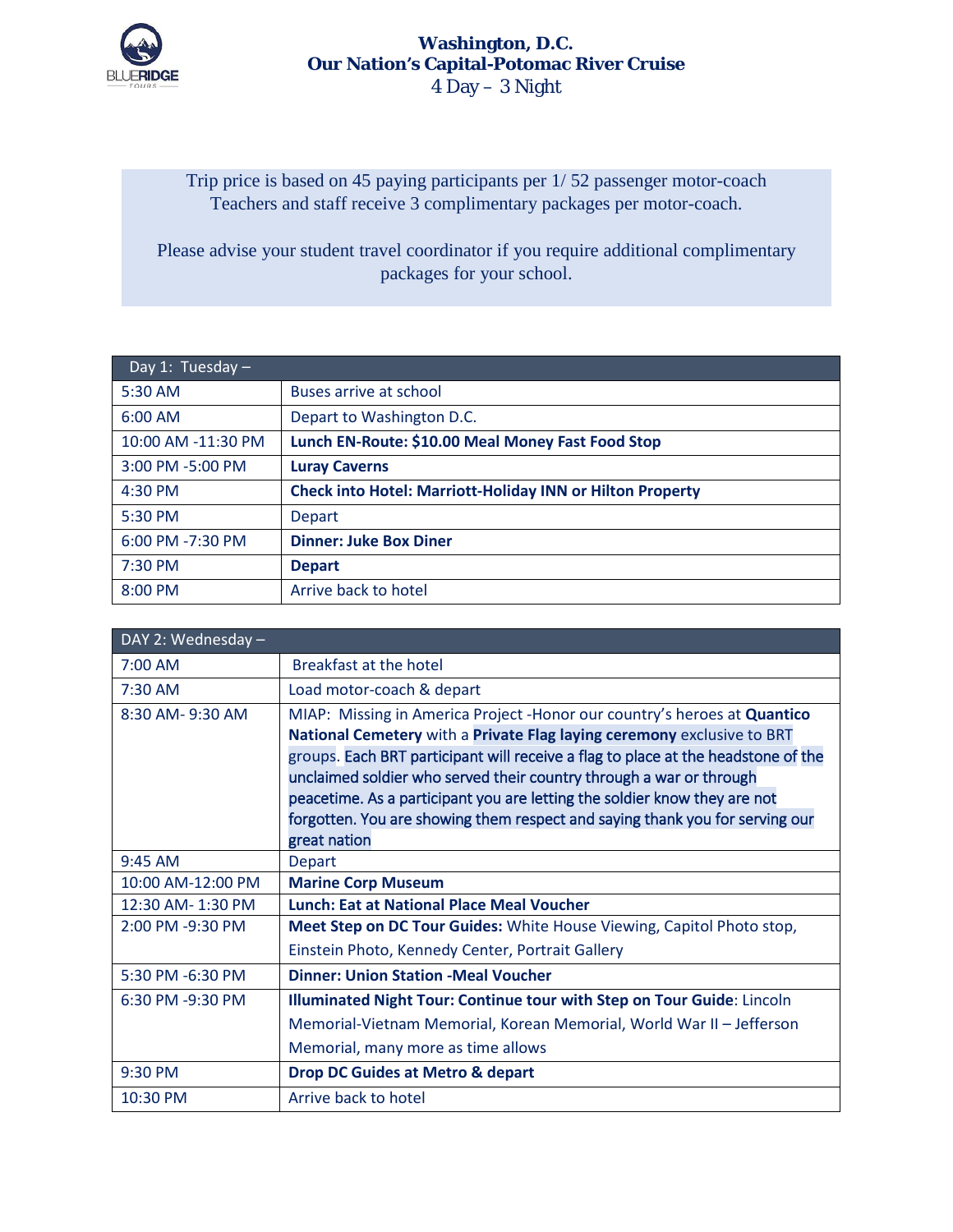# Washington, D.C.
## Our Nation's Capital-Potomac River Cruise
4 Day – 3 Night

Trip price is based on 45 paying participants per 1/ 52 passenger motor-coach
Teachers and staff receive 3 complimentary packages per motor-coach.

Please advise your student travel coordinator if you require additional complimentary packages for your school.

| Day 1: Tuesday – | |
|---|---|
| 5:30 AM | Buses arrive at school |
| 6:00 AM | Depart to Washington D.C. |
| 10:00 AM -11:30 PM | **Lunch EN-Route: $10.00 Meal Money Fast Food Stop** |
| 3:00 PM -5:00 PM | **Luray Caverns** |
| 4:30 PM | **Check into Hotel: Marriott-Holiday INN or Hilton Property** |
| 5:30 PM | Depart |
| 6:00 PM -7:30 PM | **Dinner: Juke Box Diner** |
| 7:30 PM | **Depart** |
| 8:00 PM | Arrive back to hotel |

| DAY 2: Wednesday – | |
|---|---|
| 7:00 AM | Breakfast at the hotel |
| 7:30 AM | Load motor-coach & depart |
| 8:30 AM- 9:30 AM | MIAP: Missing in America Project -Honor our country's heroes at **Quantico National Cemetery** with a **Private Flag laying ceremony** exclusive to BRT groups. Each BRT participant will receive a flag to place at the headstone of the unclaimed soldier who served their country through a war or through peacetime. As a participant you are letting the soldier know they are not forgotten. You are showing them respect and saying thank you for serving our great nation |
| 9:45 AM | Depart |
| 10:00 AM-12:00 PM | **Marine Corp Museum** |
| 12:30 AM- 1:30 PM | **Lunch: Eat at National Place Meal Voucher** |
| 2:00 PM -9:30 PM | **Meet Step on DC Tour Guides:** White House Viewing, Capitol Photo stop, Einstein Photo, Kennedy Center, Portrait Gallery |
| 5:30 PM -6:30 PM | **Dinner: Union Station -Meal Voucher** |
| 6:30 PM -9:30 PM | **Illuminated Night Tour: Continue tour with Step on Tour Guide**: Lincoln Memorial-Vietnam Memorial, Korean Memorial, World War II – Jefferson Memorial, many more as time allows |
| 9:30 PM | **Drop DC Guides at Metro & depart** |
| 10:30 PM | Arrive back to hotel |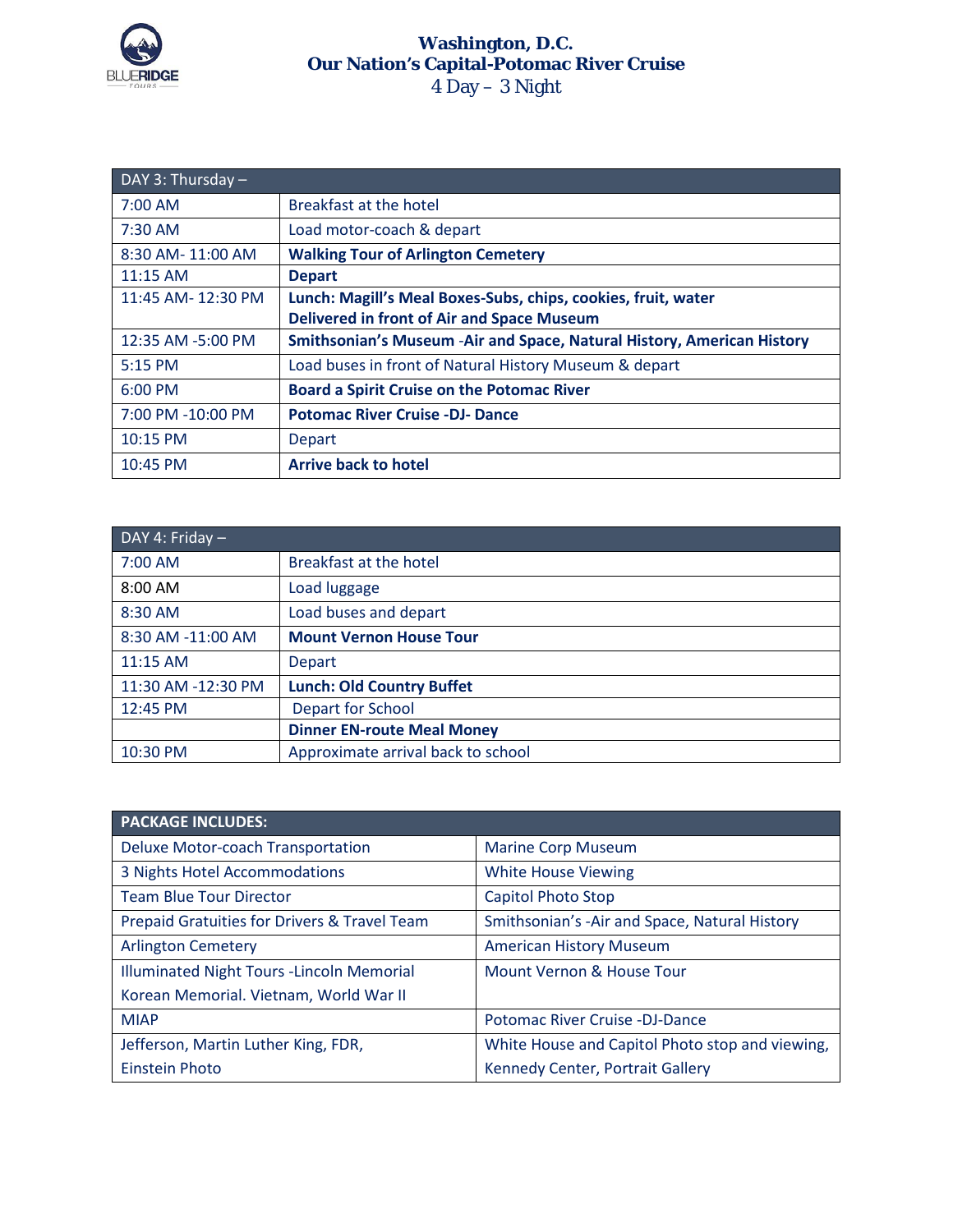# Washington, D.C.
## Our Nation's Capital-Potomac River Cruise
4 Day – 3 Night

| DAY 3: Thursday – | |
|---|---|
| 7:00 AM | Breakfast at the hotel |
| 7:30 AM | Load motor-coach & depart |
| 8:30 AM- 11:00 AM | **Walking Tour of Arlington Cemetery** |
| 11:15 AM | **Depart** |
| 11:45 AM- 12:30 PM | **Lunch: Magill's Meal Boxes-Subs, chips, cookies, fruit, water Delivered in front of Air and Space Museum** |
| 12:35 AM -5:00 PM | **Smithsonian's Museum -Air and Space, Natural History, American History** |
| 5:15 PM | Load buses in front of Natural History Museum & depart |
| 6:00 PM | **Board a Spirit Cruise on the Potomac River** |
| 7:00 PM -10:00 PM | **Potomac River Cruise -DJ- Dance** |
| 10:15 PM | Depart |
| 10:45 PM | **Arrive back to hotel** |

| DAY 4: Friday – | |
|---|---|
| 7:00 AM | Breakfast at the hotel |
| 8:00 AM | Load luggage |
| 8:30 AM | Load buses and depart |
| 8:30 AM -11:00 AM | **Mount Vernon House Tour** |
| 11:15 AM | Depart |
| 11:30 AM -12:30 PM | **Lunch: Old Country Buffet** |
| 12:45 PM | Depart for School |
| | **Dinner EN-route Meal Money** |
| 10:30 PM | Approximate arrival back to school |

| PACKAGE INCLUDES: | |
|---|---|
| Deluxe Motor-coach Transportation | Marine Corp Museum |
| 3 Nights Hotel Accommodations | White House Viewing |
| Team Blue Tour Director | Capitol Photo Stop |
| Prepaid Gratuities for Drivers & Travel Team | Smithsonian's -Air and Space, Natural History |
| Arlington Cemetery | American History Museum |
| Illuminated Night Tours -Lincoln Memorial Korean Memorial. Vietnam, World War II | Mount Vernon & House Tour |
| MIAP | Potomac River Cruise -DJ-Dance |
| Jefferson, Martin Luther King, FDR, Einstein Photo | White House and Capitol Photo stop and viewing, Kennedy Center, Portrait Gallery |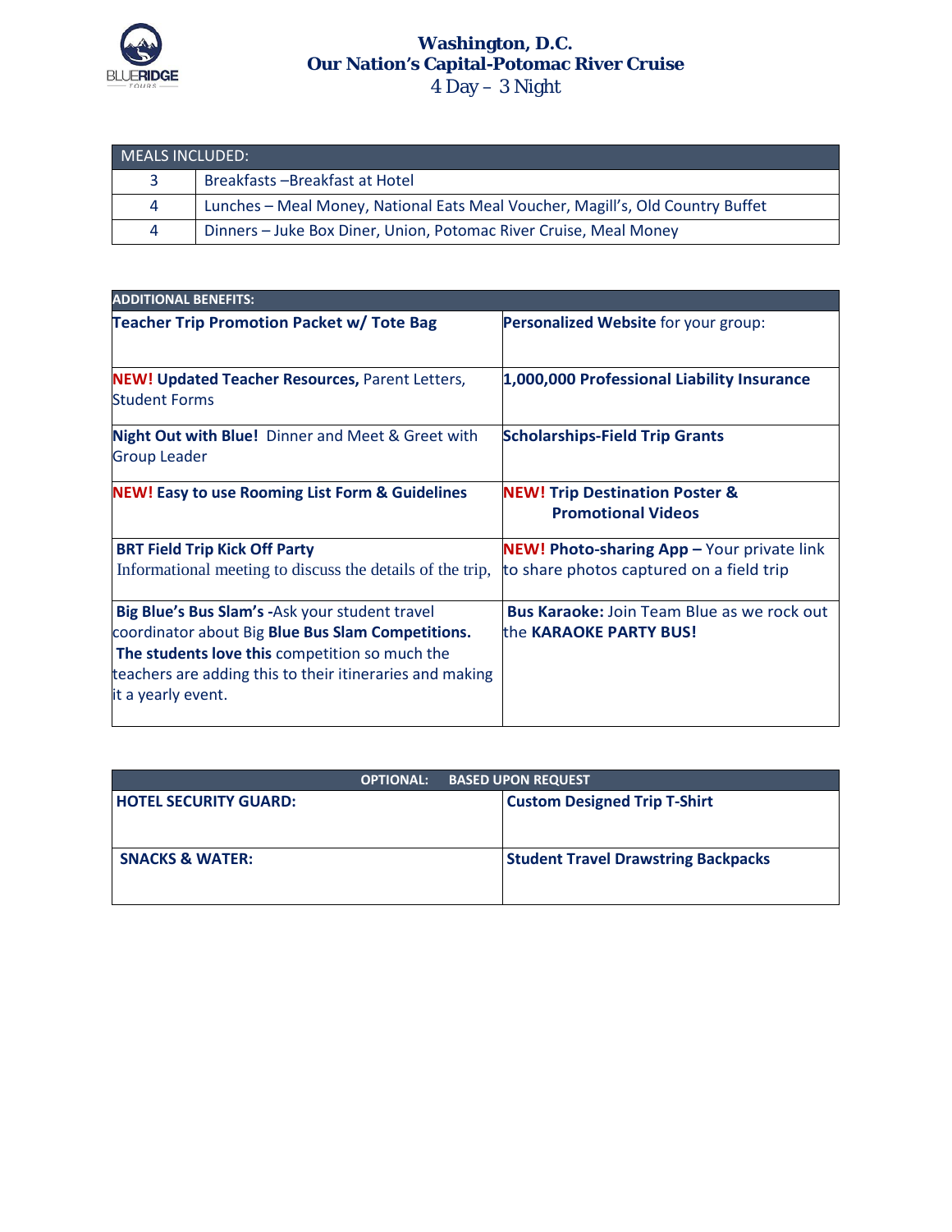# Washington, D.C.
## Our Nation's Capital-Potomac River Cruise
4 Day – 3 Night

| MEALS INCLUDED: | |
|---|---|
| 3 | Breakfasts –Breakfast at Hotel |
| 4 | Lunches – Meal Money, National Eats Meal Voucher, Magill's, Old Country Buffet |
| 4 | Dinners – Juke Box Diner, Union, Potomac River Cruise, Meal Money |

| ADDITIONAL BENEFITS: | |
|---|---|
| **Teacher Trip Promotion Packet w/ Tote Bag** | **Personalized Website** for your group: |
| **NEW! Updated Teacher Resources,** Parent Letters, Student Forms | **1,000,000 Professional Liability Insurance** |
| **Night Out with Blue!** Dinner and Meet & Greet with Group Leader | **Scholarships-Field Trip Grants** |
| **NEW! Easy to use Rooming List Form & Guidelines** | **NEW! Trip Destination Poster & Promotional Videos** |
| **BRT Field Trip Kick Off Party** Informational meeting to discuss the details of the trip, | **NEW! Photo-sharing App –** Your private link to share photos captured on a field trip |
| **Big Blue's Bus Slam's -**Ask your student travel coordinator about Big **Blue Bus Slam Competitions. The students love this** competition so much the teachers are adding this to their itineraries and making it a yearly event. | **Bus Karaoke:** Join Team Blue as we rock out the **KARAOKE PARTY BUS!** |

| OPTIONAL: BASED UPON REQUEST | |
|---|---|
| **HOTEL SECURITY GUARD:** | **Custom Designed Trip T-Shirt** |
| **SNACKS & WATER:** | **Student Travel Drawstring Backpacks** |